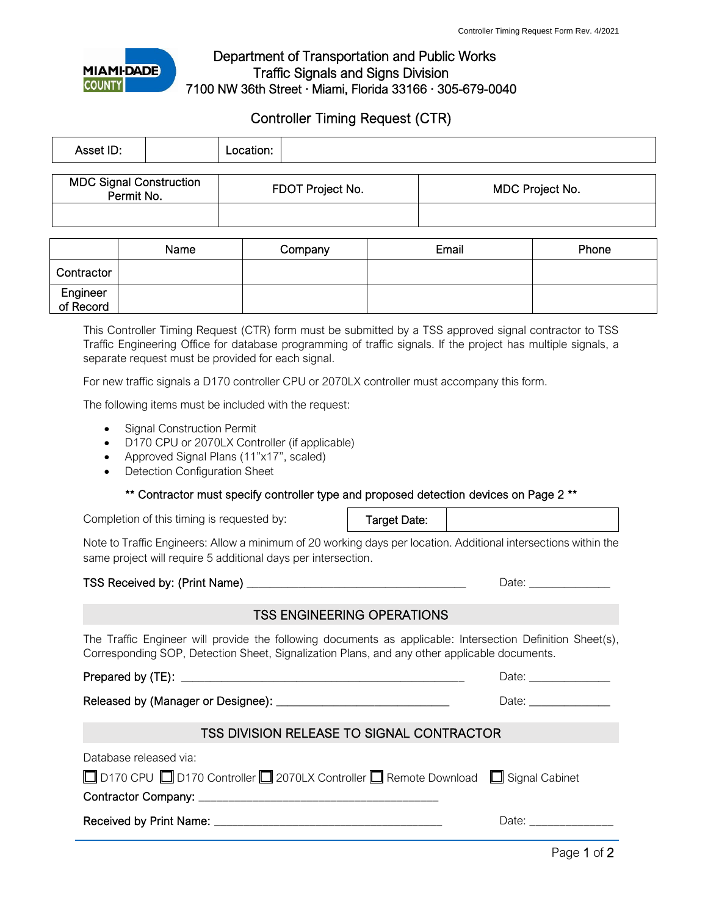Department of Transportation and Public Works
Traffic Signals and Signs Division
7100 NW 36th Street · Miami, Florida 33166 · 305-679-0040

# Controller Timing Request (CTR)

| Asset ID: | | Location: | |
|---|---|---|---|

| MDC Signal Construction Permit No. | FDOT Project No. | MDC Project No. |
|---|---|---|
| | | |

| | Name | Company | Email | Phone |
|---|---|---|---|---|
| Contractor | | | | |
| Engineer of Record | | | | |

This Controller Timing Request (CTR) form must be submitted by a TSS approved signal contractor to TSS Traffic Engineering Office for database programming of traffic signals. If the project has multiple signals, a separate request must be provided for each signal.

For new traffic signals a D170 controller CPU or 2070LX controller must accompany this form.

The following items must be included with the request:

- Signal Construction Permit
- D170 CPU or 2070LX Controller (if applicable)
- Approved Signal Plans (11"x17", scaled)
- Detection Configuration Sheet

** Contractor must specify controller type and proposed detection devices on Page 2 **

Completion of this timing is requested by:

| Target Date: | |
|---|---|

Note to Traffic Engineers: Allow a minimum of 20 working days per location. Additional intersections within the same project will require 5 additional days per intersection.

TSS Received by: (Print Name) ________________________________ Date: ____________

## TSS ENGINEERING OPERATIONS

The Traffic Engineer will provide the following documents as applicable: Intersection Definition Sheet(s), Corresponding SOP, Detection Sheet, Signalization Plans, and any other applicable documents.

Prepared by (TE): ________________________________________ Date: ____________

Released by (Manager or Designee): __________________________ Date: ____________

## TSS DIVISION RELEASE TO SIGNAL CONTRACTOR

Database released via:

☐ D170 CPU ☐ D170 Controller ☐ 2070LX Controller ☐ Remote Download ☐ Signal Cabinet

Contractor Company: ____________________________________

Received by Print Name: __________________________________ Date: ____________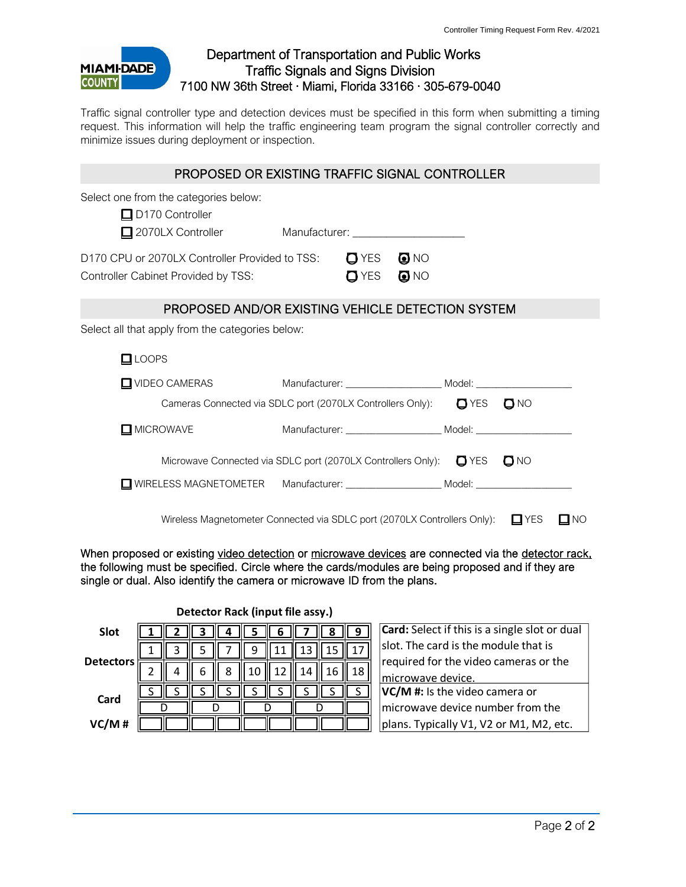Controller Timing Request Form Rev. 4/2021

# Department of Transportation and Public Works
## Traffic Signals and Signs Division
7100 NW 36th Street · Miami, Florida 33166 · 305-679-0040

Traffic signal controller type and detection devices must be specified in this form when submitting a timing request. This information will help the traffic engineering team program the signal controller correctly and minimize issues during deployment or inspection.

## PROPOSED OR EXISTING TRAFFIC SIGNAL CONTROLLER

Select one from the categories below:

- ☐ D170 Controller
- ☐ 2070LX Controller     Manufacturer: ___________________

D170 CPU or 2070LX Controller Provided to TSS:   ☐ YES   ☒ NO

Controller Cabinet Provided by TSS:   ☐ YES   ☒ NO

## PROPOSED AND/OR EXISTING VEHICLE DETECTION SYSTEM

Select all that apply from the categories below:

☐ LOOPS

☐ VIDEO CAMERAS     Manufacturer: _________________ Model: __________________

Cameras Connected via SDLC port (2070LX Controllers Only):   ☐ YES   ☐ NO

☐ MICROWAVE     Manufacturer: _________________ Model: __________________

Microwave Connected via SDLC port (2070LX Controllers Only):   ☐ YES   ☐ NO

☐ WIRELESS MAGNETOMETER     Manufacturer: _________________ Model: __________________

Wireless Magnetometer Connected via SDLC port (2070LX Controllers Only):   ☐ YES   ☐ NO

When proposed or existing video detection or microwave devices are connected via the detector rack, the following must be specified. Circle where the cards/modules are being proposed and if they are single or dual. Also identify the camera or microwave ID from the plans.

**Detector Rack (input file assy.)**

| | | | | | | | | | |
|---|---|---|---|---|---|---|---|---|---|
| **Slot** | 1 | 2 | 3 | 4 | 5 | 6 | 7 | 8 | 9 |
| **Detectors** | 1 | 3 | 5 | 7 | 9 | 11 | 13 | 15 | 17 |
| | 2 | 4 | 6 | 8 | 10 | 12 | 14 | 16 | 18 |
| **Card** | S | S | S | S | S | S | S | S | S |
| | D | | D | | D | | D | | |
| **VC/M #** | | | | | | | | | |

**Card:** Select if this is a single slot or dual slot. The card is the module that is required for the video cameras or the microwave device.

**VC/M #:** Is the video camera or microwave device number from the plans. Typically V1, V2 or M1, M2, etc.